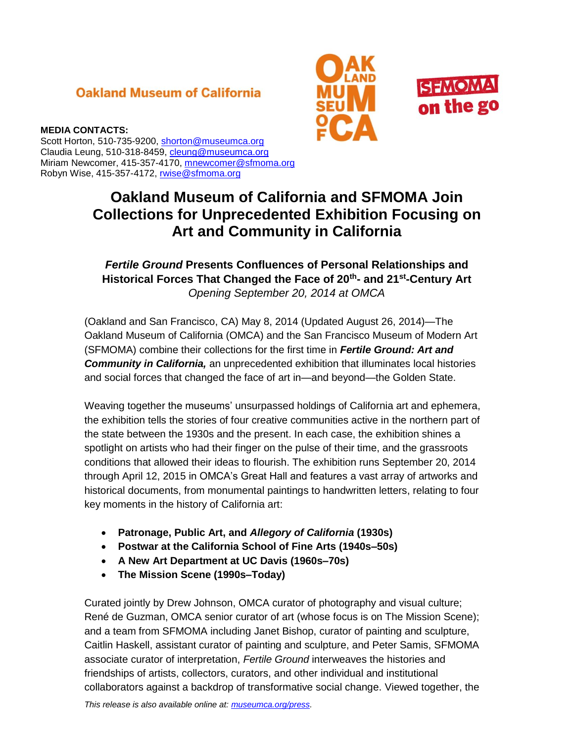Oakland Museum of California

**MEDIA CONTACTS:**
Scott Horton, 510-735-9200, shorton@museumca.org
Claudia Leung, 510-318-8459, cleung@museumca.org
Miriam Newcomer, 415-357-4170, mnewcomer@sfmoma.org
Robyn Wise, 415-357-4172, rwise@sfmoma.org

# Oakland Museum of California and SFMOMA Join Collections for Unprecedented Exhibition Focusing on Art and Community in California

## *Fertile Ground* Presents Confluences of Personal Relationships and Historical Forces That Changed the Face of 20th- and 21st-Century Art

*Opening September 20, 2014 at OMCA*

(Oakland and San Francisco, CA) May 8, 2014 (Updated August 26, 2014)—The Oakland Museum of California (OMCA) and the San Francisco Museum of Modern Art (SFMOMA) combine their collections for the first time in ***Fertile Ground: Art and Community in California,*** an unprecedented exhibition that illuminates local histories and social forces that changed the face of art in—and beyond—the Golden State.

Weaving together the museums' unsurpassed holdings of California art and ephemera, the exhibition tells the stories of four creative communities active in the northern part of the state between the 1930s and the present. In each case, the exhibition shines a spotlight on artists who had their finger on the pulse of their time, and the grassroots conditions that allowed their ideas to flourish. The exhibition runs September 20, 2014 through April 12, 2015 in OMCA's Great Hall and features a vast array of artworks and historical documents, from monumental paintings to handwritten letters, relating to four key moments in the history of California art:

- **Patronage, Public Art, and *Allegory of California* (1930s)**
- **Postwar at the California School of Fine Arts (1940s–50s)**
- **A New Art Department at UC Davis (1960s–70s)**
- **The Mission Scene (1990s–Today)**

Curated jointly by Drew Johnson, OMCA curator of photography and visual culture; René de Guzman, OMCA senior curator of art (whose focus is on The Mission Scene); and a team from SFMOMA including Janet Bishop, curator of painting and sculpture, Caitlin Haskell, assistant curator of painting and sculpture, and Peter Samis, SFMOMA associate curator of interpretation, *Fertile Ground* interweaves the histories and friendships of artists, collectors, curators, and other individual and institutional collaborators against a backdrop of transformative social change. Viewed together, the

*This release is also available online at: museumca.org/press.*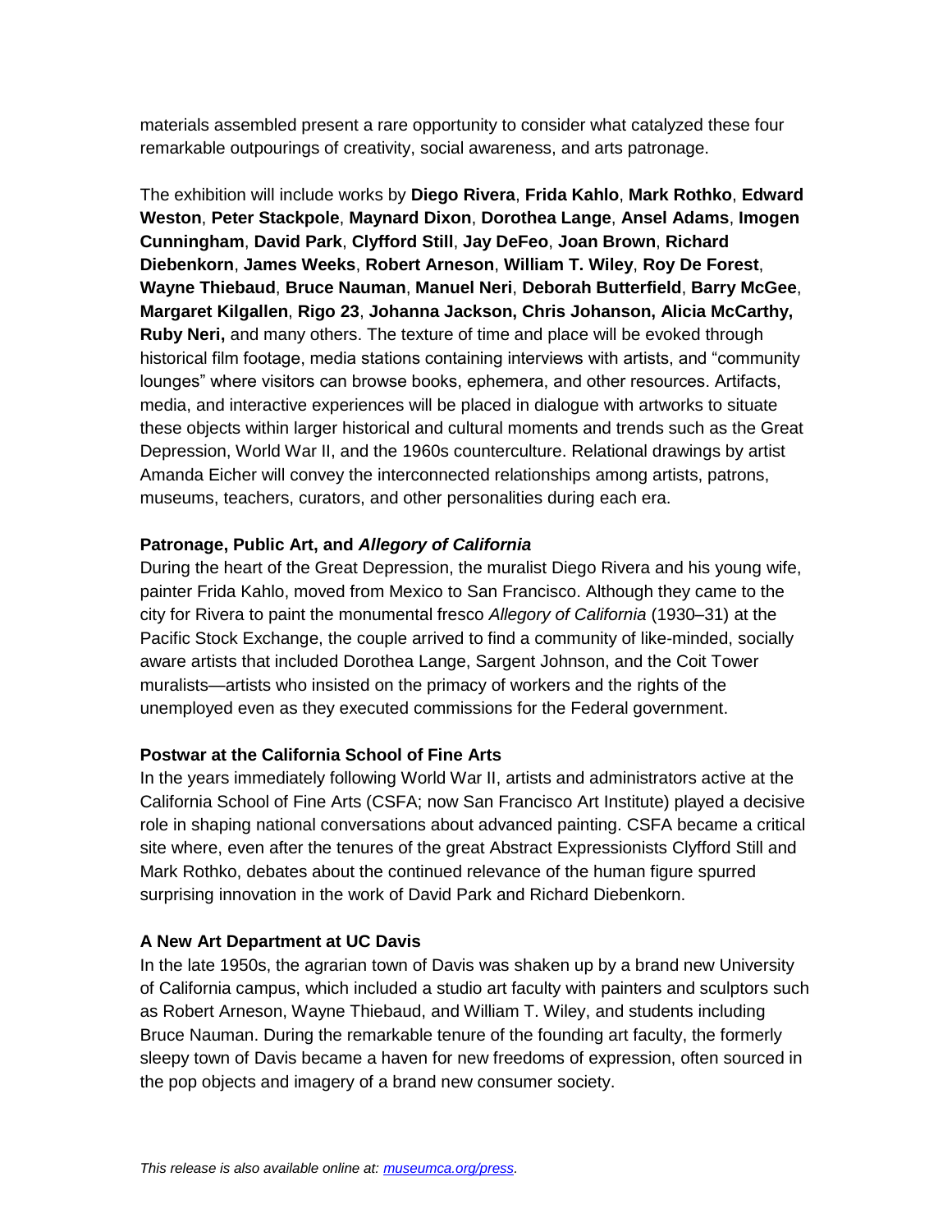materials assembled present a rare opportunity to consider what catalyzed these four remarkable outpourings of creativity, social awareness, and arts patronage.

The exhibition will include works by **Diego Rivera**, **Frida Kahlo**, **Mark Rothko**, **Edward Weston**, **Peter Stackpole**, **Maynard Dixon**, **Dorothea Lange**, **Ansel Adams**, **Imogen Cunningham**, **David Park**, **Clyfford Still**, **Jay DeFeo**, **Joan Brown**, **Richard Diebenkorn**, **James Weeks**, **Robert Arneson**, **William T. Wiley**, **Roy De Forest**, **Wayne Thiebaud**, **Bruce Nauman**, **Manuel Neri**, **Deborah Butterfield**, **Barry McGee**, **Margaret Kilgallen**, **Rigo 23**, **Johanna Jackson, Chris Johanson, Alicia McCarthy, Ruby Neri,** and many others. The texture of time and place will be evoked through historical film footage, media stations containing interviews with artists, and "community lounges" where visitors can browse books, ephemera, and other resources. Artifacts, media, and interactive experiences will be placed in dialogue with artworks to situate these objects within larger historical and cultural moments and trends such as the Great Depression, World War II, and the 1960s counterculture. Relational drawings by artist Amanda Eicher will convey the interconnected relationships among artists, patrons, museums, teachers, curators, and other personalities during each era.

**Patronage, Public Art, and *Allegory of California***

During the heart of the Great Depression, the muralist Diego Rivera and his young wife, painter Frida Kahlo, moved from Mexico to San Francisco. Although they came to the city for Rivera to paint the monumental fresco *Allegory of California* (1930–31) at the Pacific Stock Exchange, the couple arrived to find a community of like-minded, socially aware artists that included Dorothea Lange, Sargent Johnson, and the Coit Tower muralists—artists who insisted on the primacy of workers and the rights of the unemployed even as they executed commissions for the Federal government.

**Postwar at the California School of Fine Arts**

In the years immediately following World War II, artists and administrators active at the California School of Fine Arts (CSFA; now San Francisco Art Institute) played a decisive role in shaping national conversations about advanced painting. CSFA became a critical site where, even after the tenures of the great Abstract Expressionists Clyfford Still and Mark Rothko, debates about the continued relevance of the human figure spurred surprising innovation in the work of David Park and Richard Diebenkorn.

**A New Art Department at UC Davis**

In the late 1950s, the agrarian town of Davis was shaken up by a brand new University of California campus, which included a studio art faculty with painters and sculptors such as Robert Arneson, Wayne Thiebaud, and William T. Wiley, and students including Bruce Nauman. During the remarkable tenure of the founding art faculty, the formerly sleepy town of Davis became a haven for new freedoms of expression, often sourced in the pop objects and imagery of a brand new consumer society.

*This release is also available online at: [museumca.org/press](museumca.org/press).*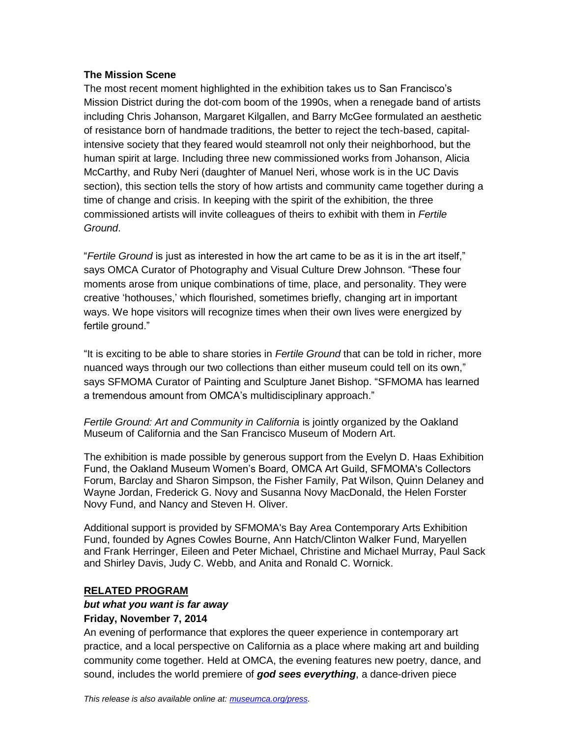**The Mission Scene**

The most recent moment highlighted in the exhibition takes us to San Francisco's Mission District during the dot-com boom of the 1990s, when a renegade band of artists including Chris Johanson, Margaret Kilgallen, and Barry McGee formulated an aesthetic of resistance born of handmade traditions, the better to reject the tech-based, capital-intensive society that they feared would steamroll not only their neighborhood, but the human spirit at large. Including three new commissioned works from Johanson, Alicia McCarthy, and Ruby Neri (daughter of Manuel Neri, whose work is in the UC Davis section), this section tells the story of how artists and community came together during a time of change and crisis. In keeping with the spirit of the exhibition, the three commissioned artists will invite colleagues of theirs to exhibit with them in *Fertile Ground*.

"*Fertile Ground* is just as interested in how the art came to be as it is in the art itself," says OMCA Curator of Photography and Visual Culture Drew Johnson. "These four moments arose from unique combinations of time, place, and personality. They were creative 'hothouses,' which flourished, sometimes briefly, changing art in important ways. We hope visitors will recognize times when their own lives were energized by fertile ground."

"It is exciting to be able to share stories in *Fertile Ground* that can be told in richer, more nuanced ways through our two collections than either museum could tell on its own," says SFMOMA Curator of Painting and Sculpture Janet Bishop. "SFMOMA has learned a tremendous amount from OMCA's multidisciplinary approach."

*Fertile Ground: Art and Community in California* is jointly organized by the Oakland Museum of California and the San Francisco Museum of Modern Art.

The exhibition is made possible by generous support from the Evelyn D. Haas Exhibition Fund, the Oakland Museum Women's Board, OMCA Art Guild, SFMOMA's Collectors Forum, Barclay and Sharon Simpson, the Fisher Family, Pat Wilson, Quinn Delaney and Wayne Jordan, Frederick G. Novy and Susanna Novy MacDonald, the Helen Forster Novy Fund, and Nancy and Steven H. Oliver.

Additional support is provided by SFMOMA's Bay Area Contemporary Arts Exhibition Fund, founded by Agnes Cowles Bourne, Ann Hatch/Clinton Walker Fund, Maryellen and Frank Herringer, Eileen and Peter Michael, Christine and Michael Murray, Paul Sack and Shirley Davis, Judy C. Webb, and Anita and Ronald C. Wornick.

**RELATED PROGRAM**

***but what you want is far away***

**Friday, November 7, 2014**

An evening of performance that explores the queer experience in contemporary art practice, and a local perspective on California as a place where making art and building community come together. Held at OMCA, the evening features new poetry, dance, and sound, includes the world premiere of ***god sees everything***, a dance-driven piece

*This release is also available online at: museumca.org/press.*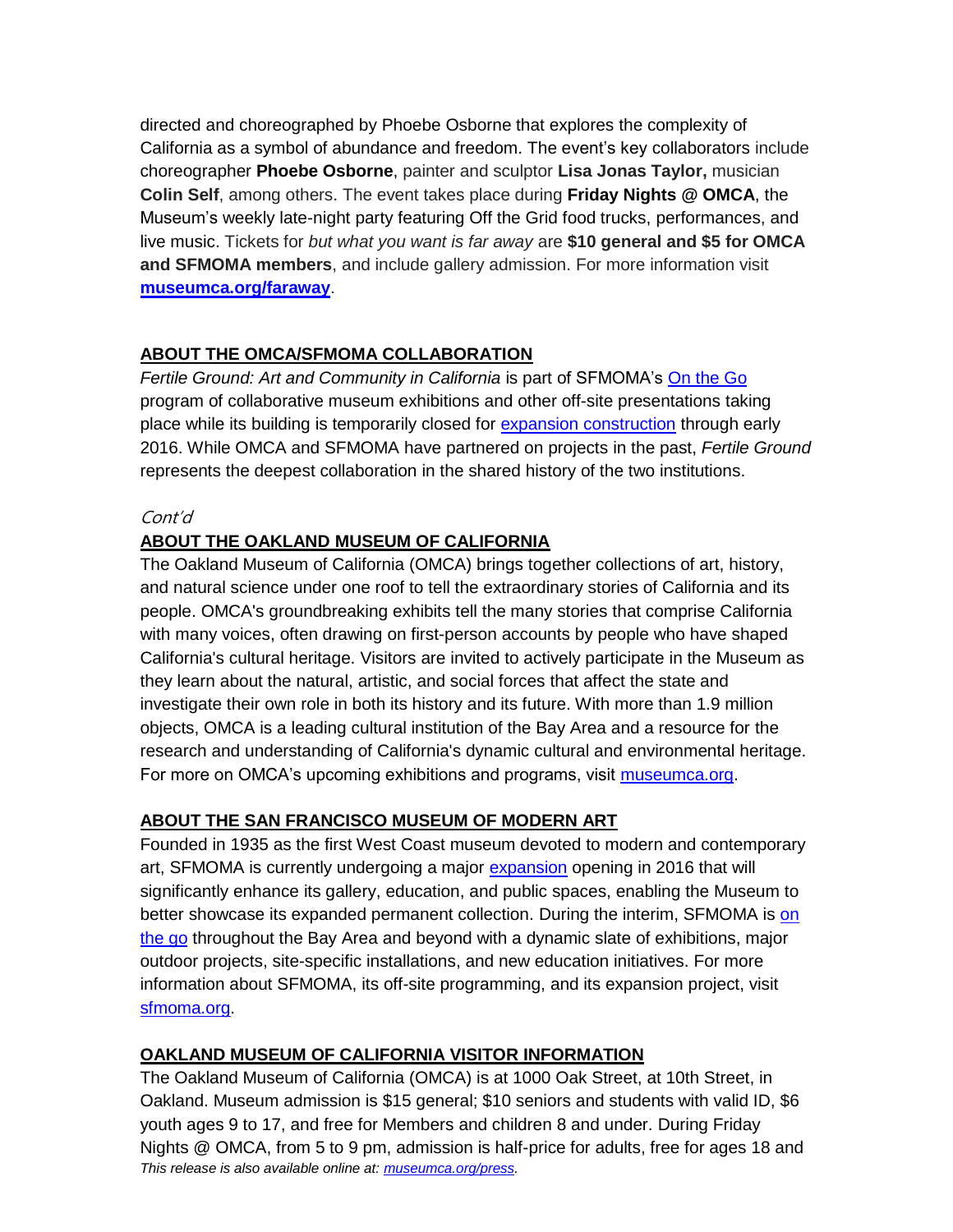directed and choreographed by Phoebe Osborne that explores the complexity of California as a symbol of abundance and freedom. The event's key collaborators include choreographer **Phoebe Osborne**, painter and sculptor **Lisa Jonas Taylor,** musician **Colin Self**, among others. The event takes place during **Friday Nights @ OMCA**, the Museum's weekly late-night party featuring Off the Grid food trucks, performances, and live music. Tickets for *but what you want is far away* are **$10 general and $5 for OMCA and SFMOMA members**, and include gallery admission. For more information visit **museumca.org/faraway**.

## ABOUT THE OMCA/SFMOMA COLLABORATION

*Fertile Ground: Art and Community in California* is part of SFMOMA's On the Go program of collaborative museum exhibitions and other off-site presentations taking place while its building is temporarily closed for expansion construction through early 2016. While OMCA and SFMOMA have partnered on projects in the past, *Fertile Ground* represents the deepest collaboration in the shared history of the two institutions.

*Cont'd*

## ABOUT THE OAKLAND MUSEUM OF CALIFORNIA

The Oakland Museum of California (OMCA) brings together collections of art, history, and natural science under one roof to tell the extraordinary stories of California and its people. OMCA's groundbreaking exhibits tell the many stories that comprise California with many voices, often drawing on first-person accounts by people who have shaped California's cultural heritage. Visitors are invited to actively participate in the Museum as they learn about the natural, artistic, and social forces that affect the state and investigate their own role in both its history and its future. With more than 1.9 million objects, OMCA is a leading cultural institution of the Bay Area and a resource for the research and understanding of California's dynamic cultural and environmental heritage. For more on OMCA's upcoming exhibitions and programs, visit museumca.org.

## ABOUT THE SAN FRANCISCO MUSEUM OF MODERN ART

Founded in 1935 as the first West Coast museum devoted to modern and contemporary art, SFMOMA is currently undergoing a major expansion opening in 2016 that will significantly enhance its gallery, education, and public spaces, enabling the Museum to better showcase its expanded permanent collection. During the interim, SFMOMA is on the go throughout the Bay Area and beyond with a dynamic slate of exhibitions, major outdoor projects, site-specific installations, and new education initiatives. For more information about SFMOMA, its off-site programming, and its expansion project, visit sfmoma.org.

## OAKLAND MUSEUM OF CALIFORNIA VISITOR INFORMATION

The Oakland Museum of California (OMCA) is at 1000 Oak Street, at 10th Street, in Oakland. Museum admission is $15 general; $10 seniors and students with valid ID, $6 youth ages 9 to 17, and free for Members and children 8 and under. During Friday Nights @ OMCA, from 5 to 9 pm, admission is half-price for adults, free for ages 18 and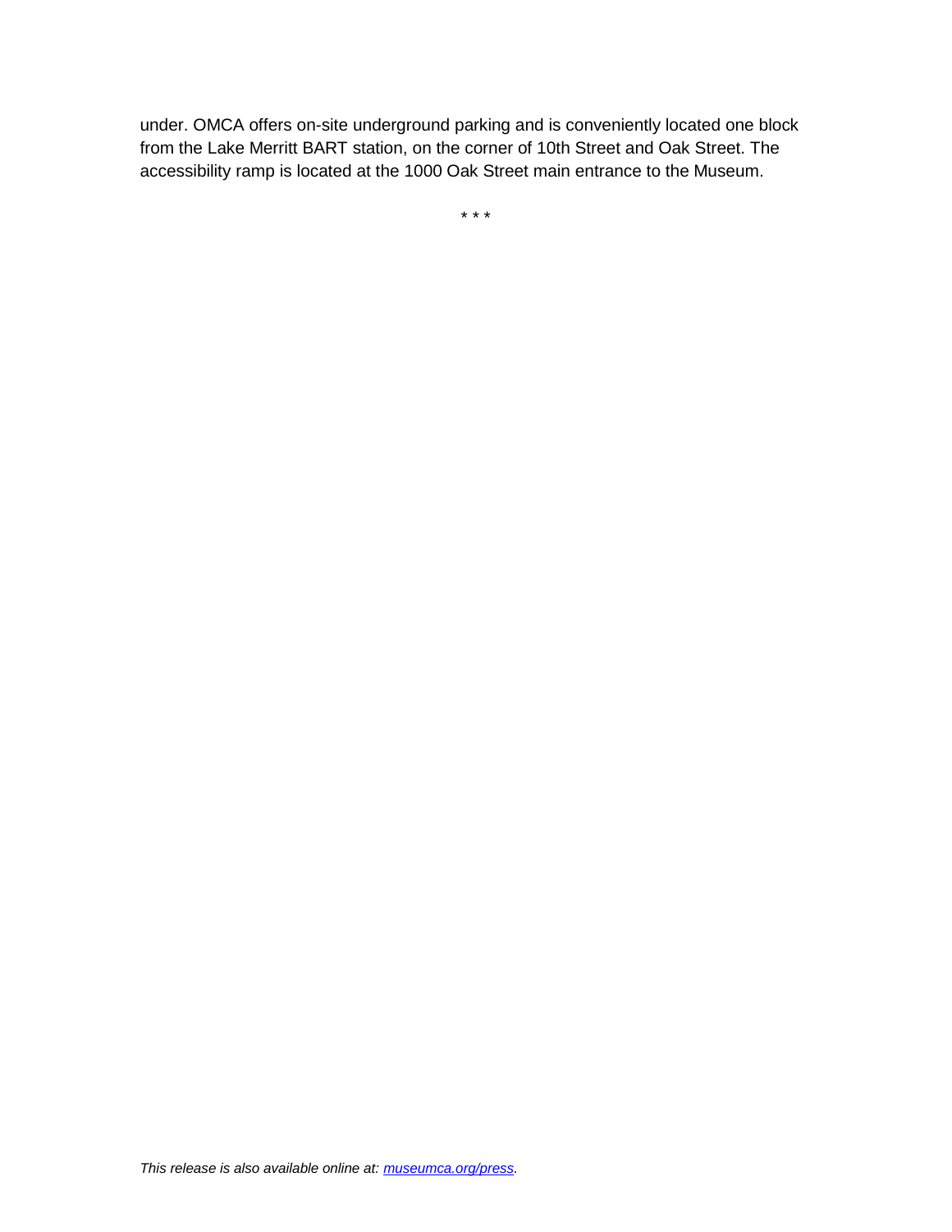under. OMCA offers on-site underground parking and is conveniently located one block from the Lake Merritt BART station, on the corner of 10th Street and Oak Street. The accessibility ramp is located at the 1000 Oak Street main entrance to the Museum.

* * *

*This release is also available online at: [museumca.org/press](museumca.org/press).*